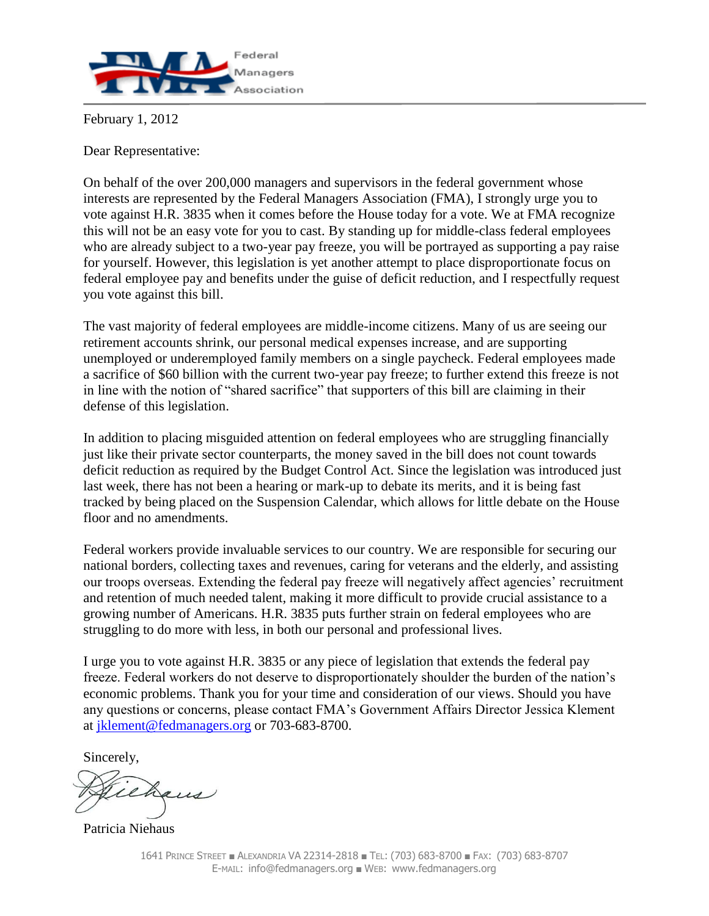Federal Managers Association

February 1, 2012

Dear Representative:

On behalf of the over 200,000 managers and supervisors in the federal government whose interests are represented by the Federal Managers Association (FMA), I strongly urge you to vote against H.R. 3835 when it comes before the House today for a vote. We at FMA recognize this will not be an easy vote for you to cast. By standing up for middle-class federal employees who are already subject to a two-year pay freeze, you will be portrayed as supporting a pay raise for yourself. However, this legislation is yet another attempt to place disproportionate focus on federal employee pay and benefits under the guise of deficit reduction, and I respectfully request you vote against this bill.

The vast majority of federal employees are middle-income citizens. Many of us are seeing our retirement accounts shrink, our personal medical expenses increase, and are supporting unemployed or underemployed family members on a single paycheck. Federal employees made a sacrifice of $60 billion with the current two-year pay freeze; to further extend this freeze is not in line with the notion of "shared sacrifice" that supporters of this bill are claiming in their defense of this legislation.

In addition to placing misguided attention on federal employees who are struggling financially just like their private sector counterparts, the money saved in the bill does not count towards deficit reduction as required by the Budget Control Act. Since the legislation was introduced just last week, there has not been a hearing or mark-up to debate its merits, and it is being fast tracked by being placed on the Suspension Calendar, which allows for little debate on the House floor and no amendments.

Federal workers provide invaluable services to our country. We are responsible for securing our national borders, collecting taxes and revenues, caring for veterans and the elderly, and assisting our troops overseas. Extending the federal pay freeze will negatively affect agencies' recruitment and retention of much needed talent, making it more difficult to provide crucial assistance to a growing number of Americans. H.R. 3835 puts further strain on federal employees who are struggling to do more with less, in both our personal and professional lives.

I urge you to vote against H.R. 3835 or any piece of legislation that extends the federal pay freeze. Federal workers do not deserve to disproportionately shoulder the burden of the nation's economic problems. Thank you for your time and consideration of our views. Should you have any questions or concerns, please contact FMA's Government Affairs Director Jessica Klement at jklement@fedmanagers.org or 703-683-8700.

Sincerely,

Patricia Niehaus

1641 Prince Street ■ Alexandria VA 22314-2818 ■ Tel: (703) 683-8700 ■ Fax: (703) 683-8707
E-mail: info@fedmanagers.org ■ Web: www.fedmanagers.org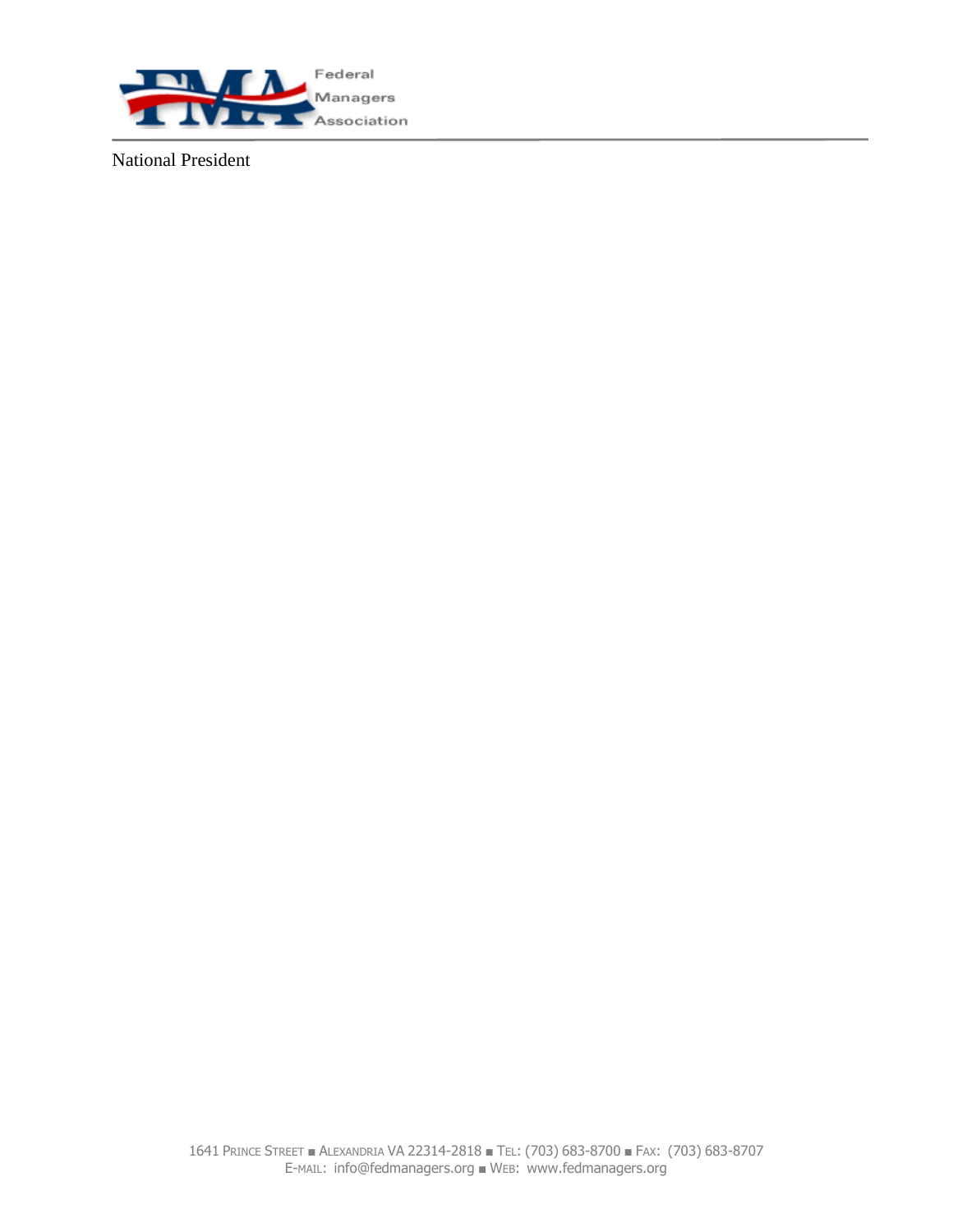Federal
Managers
Association

National President

1641 PRINCE STREET ■ ALEXANDRIA VA 22314-2818 ■ TEL: (703) 683-8700 ■ FAX: (703) 683-8707
E-MAIL: info@fedmanagers.org ■ WEB: www.fedmanagers.org